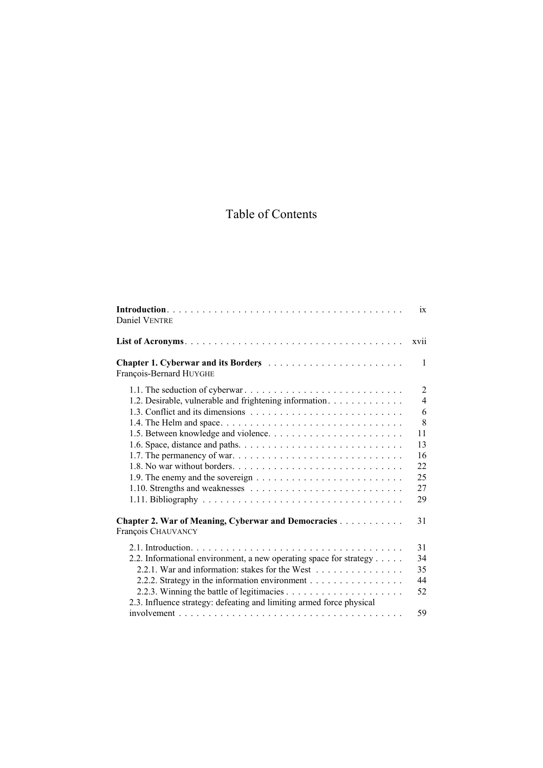# Table of Contents

**Introduction** . . . . . . . . . . . . . . . . . . . . . . . . . . . . . . . . . . . . . . . ix
Daniel VENTRE

**List of Acronyms** . . . . . . . . . . . . . . . . . . . . . . . . . . . . . . . . . . . . . xvii

**Chapter 1. Cyberwar and its Borders** . . . . . . . . . . . . . . . . . . . . . . . . 1
François-Bernard HUYGHE

- 1.1. The seduction of cyberwar . . . . . . . . . . . . . . . . . . . . . . . . . . . 2
- 1.2. Desirable, vulnerable and frightening information . . . . . . . . . . . . . 4
- 1.3. Conflict and its dimensions . . . . . . . . . . . . . . . . . . . . . . . . . . 6
- 1.4. The Helm and space . . . . . . . . . . . . . . . . . . . . . . . . . . . . . . 8
- 1.5. Between knowledge and violence . . . . . . . . . . . . . . . . . . . . . . . 11
- 1.6. Space, distance and paths . . . . . . . . . . . . . . . . . . . . . . . . . . . 13
- 1.7. The permanency of war . . . . . . . . . . . . . . . . . . . . . . . . . . . . 16
- 1.8. No war without borders . . . . . . . . . . . . . . . . . . . . . . . . . . . . 22
- 1.9. The enemy and the sovereign . . . . . . . . . . . . . . . . . . . . . . . . . 25
- 1.10. Strengths and weaknesses . . . . . . . . . . . . . . . . . . . . . . . . . . 27
- 1.11. Bibliography . . . . . . . . . . . . . . . . . . . . . . . . . . . . . . . . . . 29

**Chapter 2. War of Meaning, Cyberwar and Democracies** . . . . . . . . . . . 31
François CHAUVANCY

- 2.1. Introduction . . . . . . . . . . . . . . . . . . . . . . . . . . . . . . . . . . . 31
- 2.2. Informational environment, a new operating space for strategy . . . . . 34
  - 2.2.1. War and information: stakes for the West . . . . . . . . . . . . . . . 35
  - 2.2.2. Strategy in the information environment . . . . . . . . . . . . . . . . 44
  - 2.2.3. Winning the battle of legitimacies . . . . . . . . . . . . . . . . . . . . 52
- 2.3. Influence strategy: defeating and limiting armed force physical involvement . . . . . . . . . . . . . . . . . . . . . . . . . . . . . . . . . . . . . 59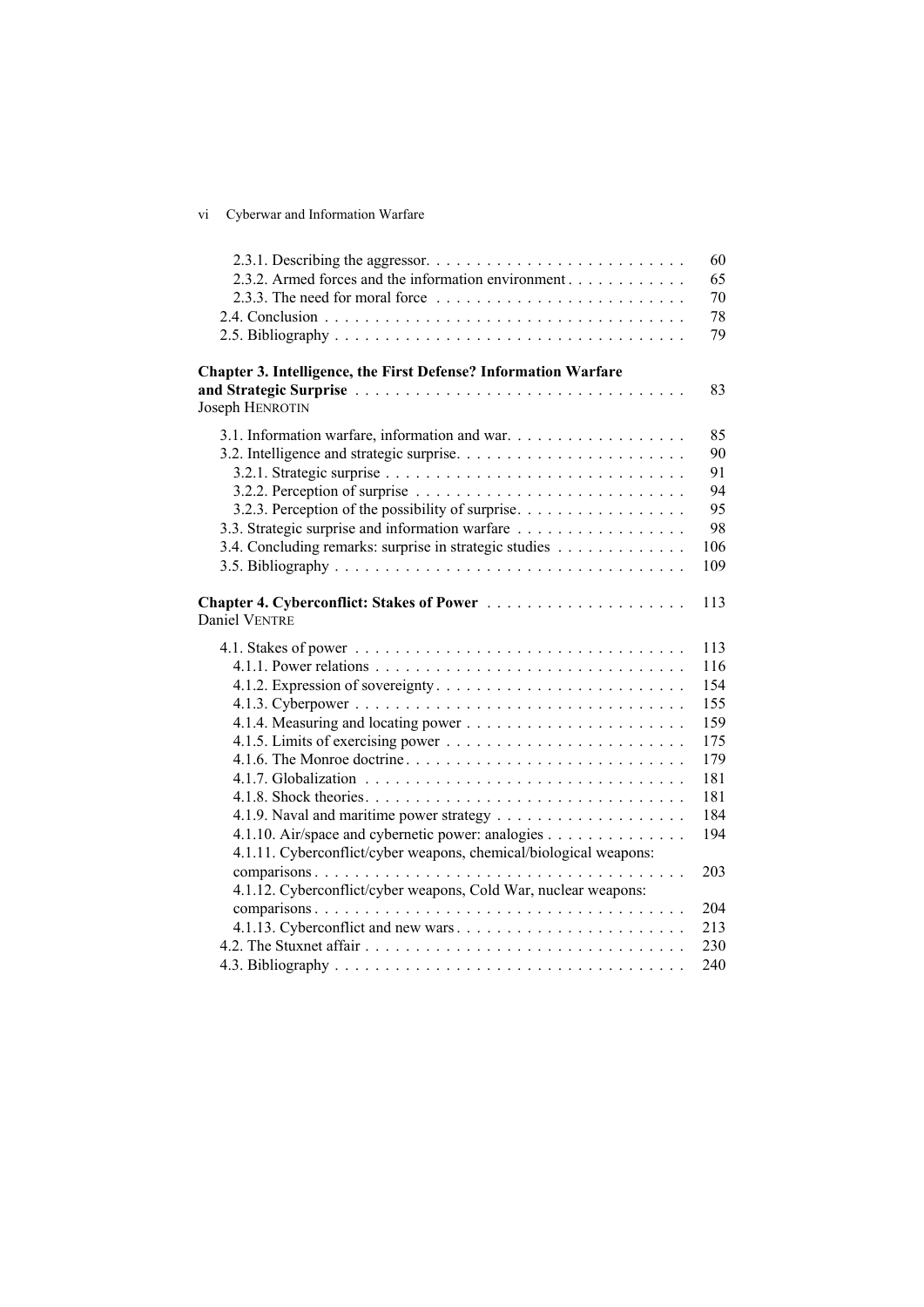2.3.1. Describing the aggressor. . . . . . . . . . . . . . . . . . . . . . . . . . 60
2.3.2. Armed forces and the information environment . . . . . . . . . . . 65
2.3.3. The need for moral force . . . . . . . . . . . . . . . . . . . . . . . . . 70
2.4. Conclusion . . . . . . . . . . . . . . . . . . . . . . . . . . . . . . . . . . . . 78
2.5. Bibliography . . . . . . . . . . . . . . . . . . . . . . . . . . . . . . . . . . 79

**Chapter 3. Intelligence, the First Defense? Information Warfare and Strategic Surprise** . . . . . . . . . . . . . . . . . . . . . . . . . . . . . . . . 83
Joseph HENROTIN

3.1. Information warfare, information and war. . . . . . . . . . . . . . . . . . 85
3.2. Intelligence and strategic surprise. . . . . . . . . . . . . . . . . . . . . . . 90
3.2.1. Strategic surprise . . . . . . . . . . . . . . . . . . . . . . . . . . . . . . 91
3.2.2. Perception of surprise . . . . . . . . . . . . . . . . . . . . . . . . . . . 94
3.2.3. Perception of the possibility of surprise. . . . . . . . . . . . . . . . . 95
3.3. Strategic surprise and information warfare . . . . . . . . . . . . . . . . . 98
3.4. Concluding remarks: surprise in strategic studies . . . . . . . . . . . . . 106
3.5. Bibliography . . . . . . . . . . . . . . . . . . . . . . . . . . . . . . . . . . 109

**Chapter 4. Cyberconflict: Stakes of Power** . . . . . . . . . . . . . . . . . . . . 113
Daniel VENTRE

4.1. Stakes of power . . . . . . . . . . . . . . . . . . . . . . . . . . . . . . . . 113
4.1.1. Power relations . . . . . . . . . . . . . . . . . . . . . . . . . . . . . . . 116
4.1.2. Expression of sovereignty . . . . . . . . . . . . . . . . . . . . . . . . . 154
4.1.3. Cyberpower . . . . . . . . . . . . . . . . . . . . . . . . . . . . . . . . . 155
4.1.4. Measuring and locating power . . . . . . . . . . . . . . . . . . . . . . 159
4.1.5. Limits of exercising power . . . . . . . . . . . . . . . . . . . . . . . . 175
4.1.6. The Monroe doctrine. . . . . . . . . . . . . . . . . . . . . . . . . . . . 179
4.1.7. Globalization . . . . . . . . . . . . . . . . . . . . . . . . . . . . . . . . 181
4.1.8. Shock theories. . . . . . . . . . . . . . . . . . . . . . . . . . . . . . . . 181
4.1.9. Naval and maritime power strategy . . . . . . . . . . . . . . . . . . . 184
4.1.10. Air/space and cybernetic power: analogies . . . . . . . . . . . . . . 194
4.1.11. Cyberconflict/cyber weapons, chemical/biological weapons: comparisons . . . . . . . . . . . . . . . . . . . . . . . . . . . . . . . . . . . . . 203
4.1.12. Cyberconflict/cyber weapons, Cold War, nuclear weapons: comparisons . . . . . . . . . . . . . . . . . . . . . . . . . . . . . . . . . . . . . 204
4.1.13. Cyberconflict and new wars . . . . . . . . . . . . . . . . . . . . . . . 213
4.2. The Stuxnet affair . . . . . . . . . . . . . . . . . . . . . . . . . . . . . . . 230
4.3. Bibliography . . . . . . . . . . . . . . . . . . . . . . . . . . . . . . . . . . 240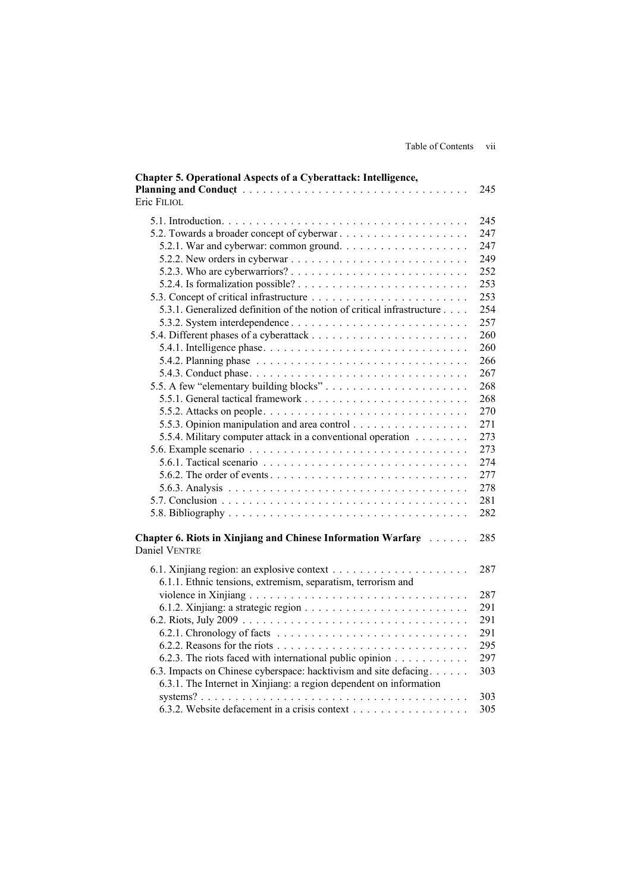**Chapter 5. Operational Aspects of a Cyberattack: Intelligence, Planning and Conduct** . . . . . . . . . . . . . . . . . . . . . . . . . . . . . . . . 245
Eric FILIOL

5.1. Introduction. . . . . . . . . . . . . . . . . . . . . . . . . . . . . . . . . . . . 245
5.2. Towards a broader concept of cyberwar . . . . . . . . . . . . . . . . . . . 247
5.2.1. War and cyberwar: common ground. . . . . . . . . . . . . . . . . . . 247
5.2.2. New orders in cyberwar . . . . . . . . . . . . . . . . . . . . . . . . . . 249
5.2.3. Who are cyberwarriors? . . . . . . . . . . . . . . . . . . . . . . . . . . 252
5.2.4. Is formalization possible? . . . . . . . . . . . . . . . . . . . . . . . . . 253
5.3. Concept of critical infrastructure . . . . . . . . . . . . . . . . . . . . . . . 253
5.3.1. Generalized definition of the notion of critical infrastructure . . . . 254
5.3.2. System interdependence . . . . . . . . . . . . . . . . . . . . . . . . . . 257
5.4. Different phases of a cyberattack . . . . . . . . . . . . . . . . . . . . . . . 260
5.4.1. Intelligence phase. . . . . . . . . . . . . . . . . . . . . . . . . . . . . . 260
5.4.2. Planning phase . . . . . . . . . . . . . . . . . . . . . . . . . . . . . . . 266
5.4.3. Conduct phase. . . . . . . . . . . . . . . . . . . . . . . . . . . . . . . . 267
5.5. A few "elementary building blocks" . . . . . . . . . . . . . . . . . . . . . 268
5.5.1. General tactical framework . . . . . . . . . . . . . . . . . . . . . . . . 268
5.5.2. Attacks on people. . . . . . . . . . . . . . . . . . . . . . . . . . . . . . 270
5.5.3. Opinion manipulation and area control . . . . . . . . . . . . . . . . . 271
5.5.4. Military computer attack in a conventional operation . . . . . . . . 273
5.6. Example scenario . . . . . . . . . . . . . . . . . . . . . . . . . . . . . . . . 273
5.6.1. Tactical scenario . . . . . . . . . . . . . . . . . . . . . . . . . . . . . . 274
5.6.2. The order of events. . . . . . . . . . . . . . . . . . . . . . . . . . . . . 277
5.6.3. Analysis . . . . . . . . . . . . . . . . . . . . . . . . . . . . . . . . . . . 278
5.7. Conclusion . . . . . . . . . . . . . . . . . . . . . . . . . . . . . . . . . . . . 281
5.8. Bibliography . . . . . . . . . . . . . . . . . . . . . . . . . . . . . . . . . . . 282

**Chapter 6. Riots in Xinjiang and Chinese Information Warfare** . . . . . . 285
Daniel VENTRE

6.1. Xinjiang region: an explosive context . . . . . . . . . . . . . . . . . . . . 287
6.1.1. Ethnic tensions, extremism, separatism, terrorism and violence in Xinjiang . . . . . . . . . . . . . . . . . . . . . . . . . . . . . . . . 287
6.1.2. Xinjiang: a strategic region . . . . . . . . . . . . . . . . . . . . . . . . 291
6.2. Riots, July 2009 . . . . . . . . . . . . . . . . . . . . . . . . . . . . . . . . . 291
6.2.1. Chronology of facts . . . . . . . . . . . . . . . . . . . . . . . . . . . . 291
6.2.2. Reasons for the riots . . . . . . . . . . . . . . . . . . . . . . . . . . . . 295
6.2.3. The riots faced with international public opinion . . . . . . . . . . . 297
6.3. Impacts on Chinese cyberspace: hacktivism and site defacing. . . . . . 303
6.3.1. The Internet in Xinjiang: a region dependent on information systems? . . . . . . . . . . . . . . . . . . . . . . . . . . . . . . . . . . . . . 303
6.3.2. Website defacement in a crisis context . . . . . . . . . . . . . . . . . 305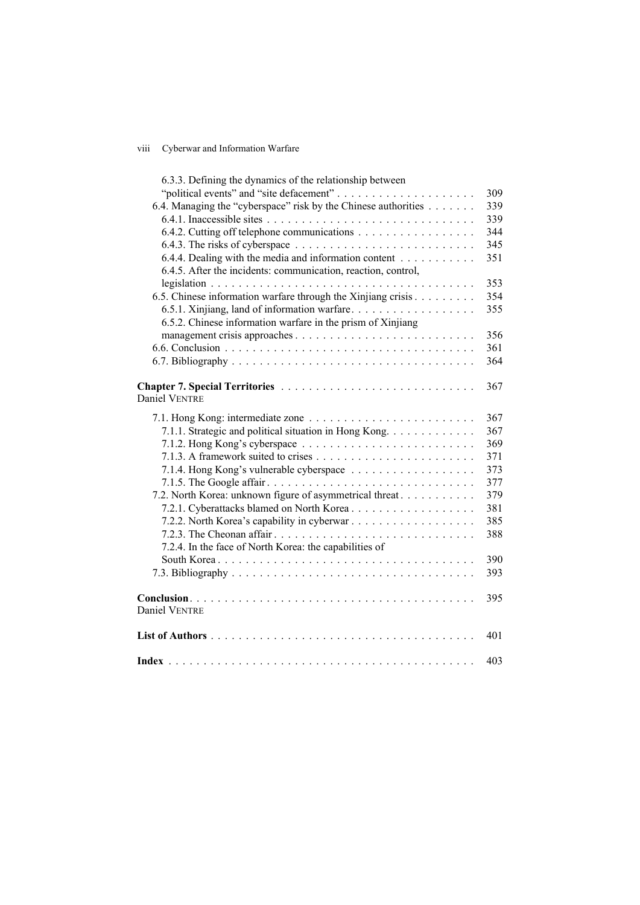6.3.3. Defining the dynamics of the relationship between "political events" and "site defacement" . . . . . . . . . . . . . . . . . . . . 309

6.4. Managing the "cyberspace" risk by the Chinese authorities . . . . . . . 339

6.4.1. Inaccessible sites . . . . . . . . . . . . . . . . . . . . . . . . . . . . . . 339

6.4.2. Cutting off telephone communications . . . . . . . . . . . . . . . . . 344

6.4.3. The risks of cyberspace . . . . . . . . . . . . . . . . . . . . . . . . . . 345

6.4.4. Dealing with the media and information content . . . . . . . . . . . 351

6.4.5. After the incidents: communication, reaction, control, legislation . . . . . . . . . . . . . . . . . . . . . . . . . . . . . . . . . . . . . 353

6.5. Chinese information warfare through the Xinjiang crisis . . . . . . . . . 354

6.5.1. Xinjiang, land of information warfare . . . . . . . . . . . . . . . . . . 355

6.5.2. Chinese information warfare in the prism of Xinjiang management crisis approaches . . . . . . . . . . . . . . . . . . . . . . . . . . 356

6.6. Conclusion . . . . . . . . . . . . . . . . . . . . . . . . . . . . . . . . . . . . 361

6.7. Bibliography . . . . . . . . . . . . . . . . . . . . . . . . . . . . . . . . . . . 364

**Chapter 7. Special Territories** . . . . . . . . . . . . . . . . . . . . . . . . . . . . 367
Daniel VENTRE

7.1. Hong Kong: intermediate zone . . . . . . . . . . . . . . . . . . . . . . . . 367

7.1.1. Strategic and political situation in Hong Kong. . . . . . . . . . . . . 367

7.1.2. Hong Kong's cyberspace . . . . . . . . . . . . . . . . . . . . . . . . . 369

7.1.3. A framework suited to crises . . . . . . . . . . . . . . . . . . . . . . . 371

7.1.4. Hong Kong's vulnerable cyberspace . . . . . . . . . . . . . . . . . . 373

7.1.5. The Google affair . . . . . . . . . . . . . . . . . . . . . . . . . . . . . . 377

7.2. North Korea: unknown figure of asymmetrical threat . . . . . . . . . . . 379

7.2.1. Cyberattacks blamed on North Korea . . . . . . . . . . . . . . . . . . 381

7.2.2. North Korea's capability in cyberwar . . . . . . . . . . . . . . . . . . 385

7.2.3. The Cheonan affair . . . . . . . . . . . . . . . . . . . . . . . . . . . . . 388

7.2.4. In the face of North Korea: the capabilities of South Korea . . . . . . . . . . . . . . . . . . . . . . . . . . . . . . . . . . . . . . 390

7.3. Bibliography . . . . . . . . . . . . . . . . . . . . . . . . . . . . . . . . . . . 393

**Conclusion** . . . . . . . . . . . . . . . . . . . . . . . . . . . . . . . . . . . . . . . 395
Daniel VENTRE

**List of Authors** . . . . . . . . . . . . . . . . . . . . . . . . . . . . . . . . . . . . 401

**Index** . . . . . . . . . . . . . . . . . . . . . . . . . . . . . . . . . . . . . . . . . 403